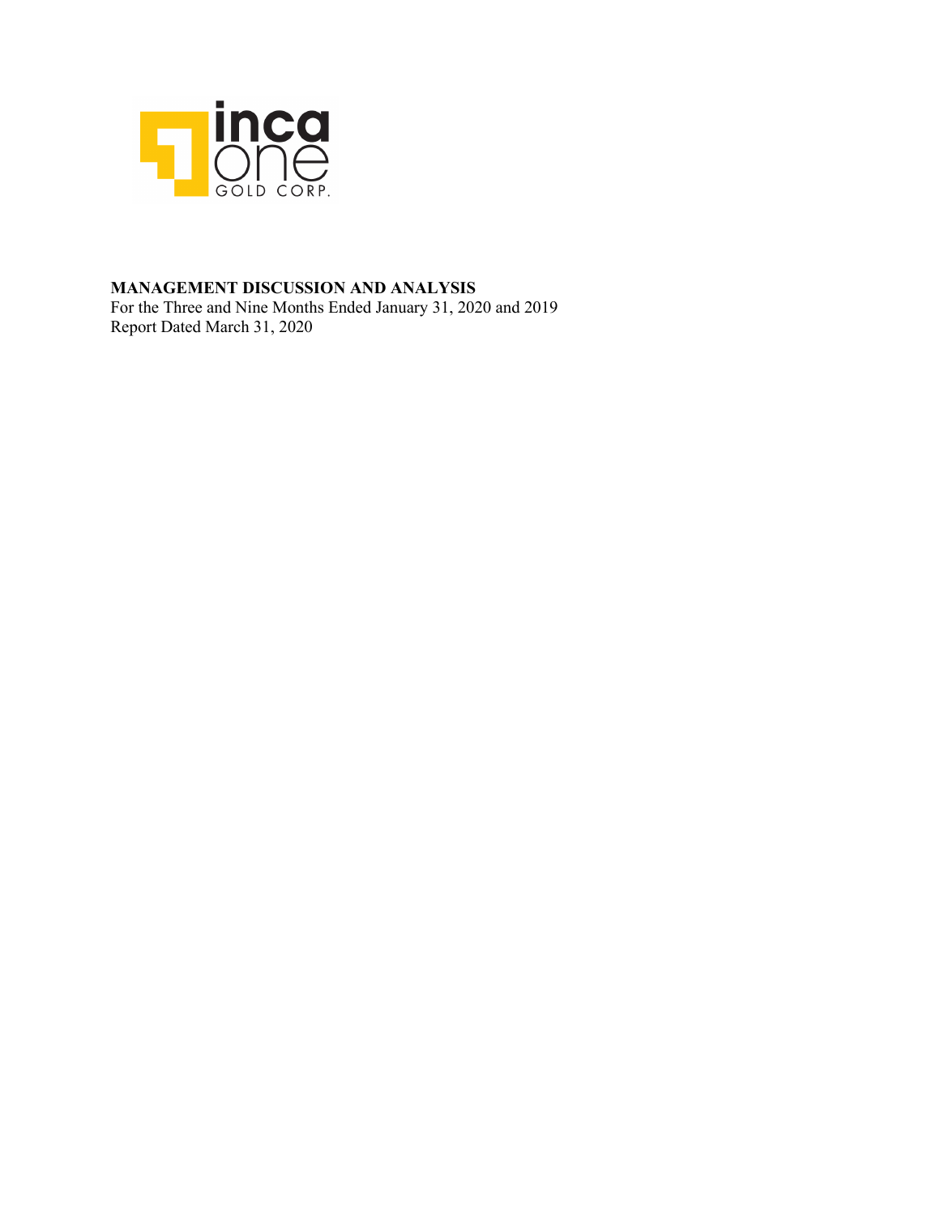**MANAGEMENT DISCUSSION AND ANALYSIS**

For the Three and Nine Months Ended January 31, 2020 and 2019

Report Dated March 31, 2020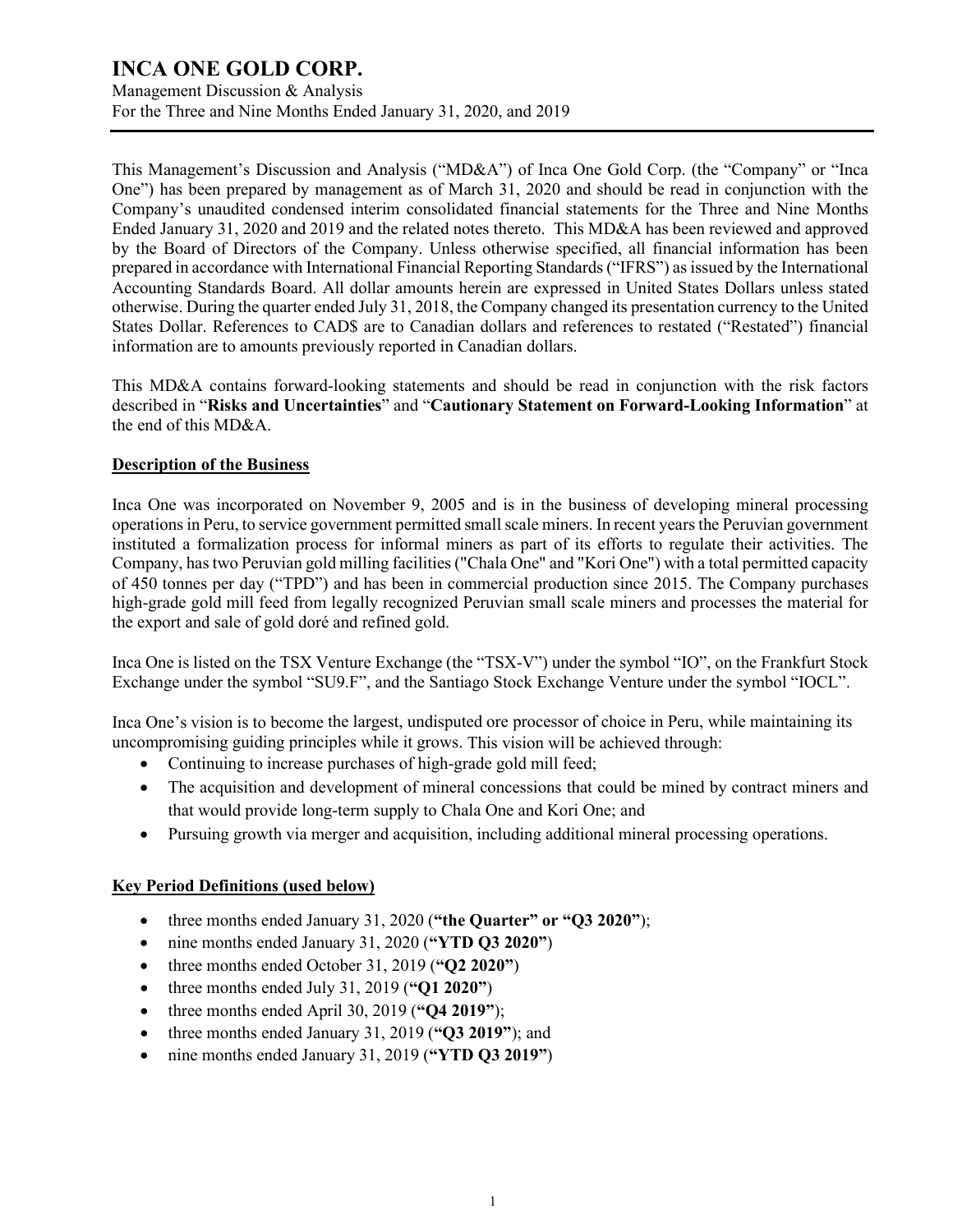This Management's Discussion and Analysis ("MD&A") of Inca One Gold Corp. (the "Company" or "Inca One") has been prepared by management as of March 31, 2020 and should be read in conjunction with the Company's unaudited condensed interim consolidated financial statements for the Three and Nine Months Ended January 31, 2020 and 2019 and the related notes thereto. This MD&A has been reviewed and approved by the Board of Directors of the Company. Unless otherwise specified, all financial information has been prepared in accordance with International Financial Reporting Standards ("IFRS") as issued by the International Accounting Standards Board. All dollar amounts herein are expressed in United States Dollars unless stated otherwise. During the quarter ended July 31, 2018, the Company changed its presentation currency to the United States Dollar. References to CAD$ are to Canadian dollars and references to restated ("Restated") financial information are to amounts previously reported in Canadian dollars.

This MD&A contains forward-looking statements and should be read in conjunction with the risk factors described in "**Risks and Uncertainties**" and "**Cautionary Statement on Forward-Looking Information**" at the end of this MD&A.

## Description of the Business

Inca One was incorporated on November 9, 2005 and is in the business of developing mineral processing operations in Peru, to service government permitted small scale miners. In recent years the Peruvian government instituted a formalization process for informal miners as part of its efforts to regulate their activities. The Company, has two Peruvian gold milling facilities ("Chala One" and "Kori One") with a total permitted capacity of 450 tonnes per day ("TPD") and has been in commercial production since 2015. The Company purchases high-grade gold mill feed from legally recognized Peruvian small scale miners and processes the material for the export and sale of gold doré and refined gold.

Inca One is listed on the TSX Venture Exchange (the "TSX-V") under the symbol "IO", on the Frankfurt Stock Exchange under the symbol "SU9.F", and the Santiago Stock Exchange Venture under the symbol "IOCL".

Inca One's vision is to become the largest, undisputed ore processor of choice in Peru, while maintaining its uncompromising guiding principles while it grows. This vision will be achieved through:

- Continuing to increase purchases of high-grade gold mill feed;
- The acquisition and development of mineral concessions that could be mined by contract miners and that would provide long-term supply to Chala One and Kori One; and
- Pursuing growth via merger and acquisition, including additional mineral processing operations.

## Key Period Definitions (used below)

- three months ended January 31, 2020 (**"the Quarter" or "Q3 2020"**);
- nine months ended January 31, 2020 (**"YTD Q3 2020"**)
- three months ended October 31, 2019 (**"Q2 2020"**)
- three months ended July 31, 2019 (**"Q1 2020"**)
- three months ended April 30, 2019 (**"Q4 2019"**);
- three months ended January 31, 2019 (**"Q3 2019"**); and
- nine months ended January 31, 2019 (**"YTD Q3 2019"**)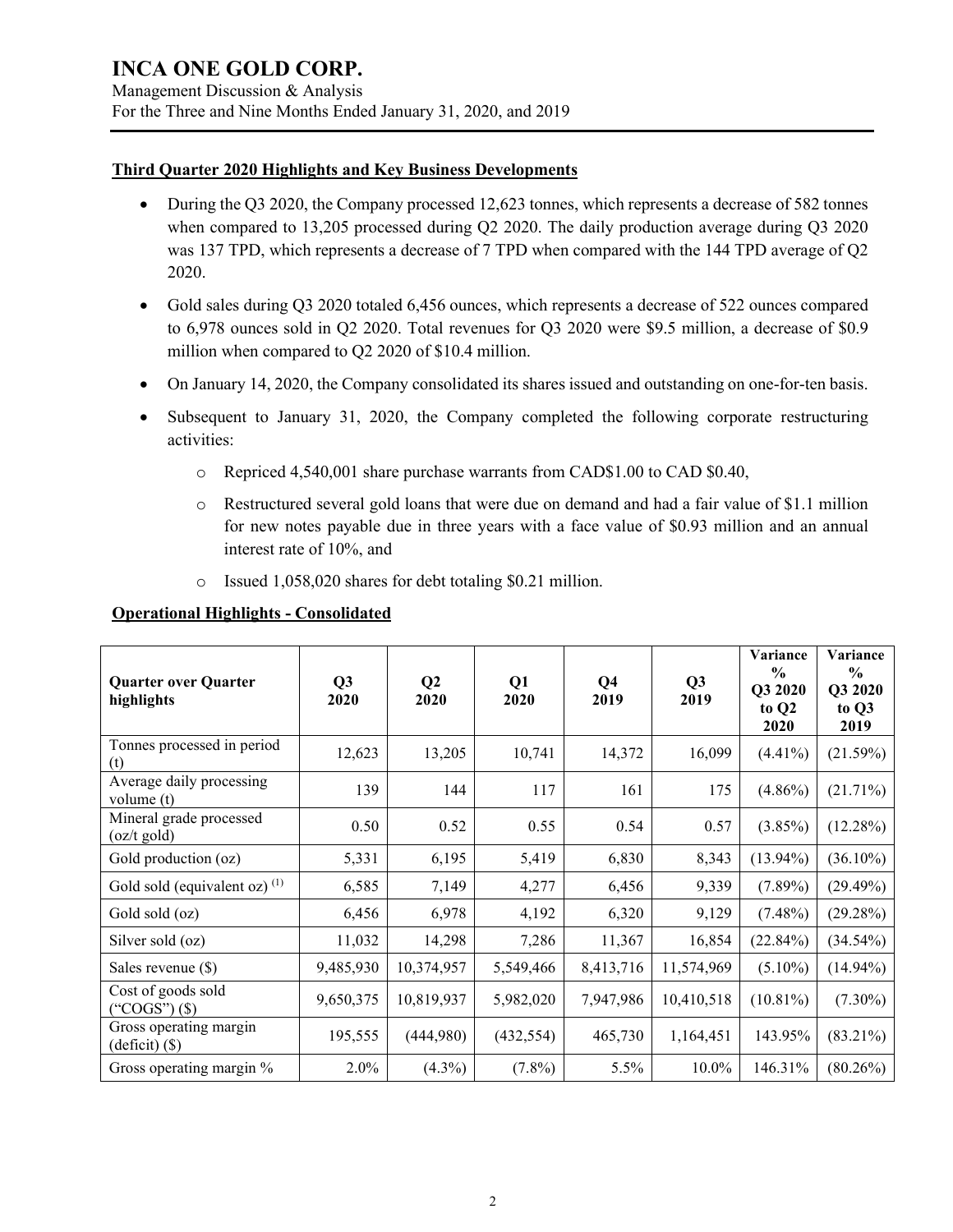**Third Quarter 2020 Highlights and Key Business Developments**

- During the Q3 2020, the Company processed 12,623 tonnes, which represents a decrease of 582 tonnes when compared to 13,205 processed during Q2 2020. The daily production average during Q3 2020 was 137 TPD, which represents a decrease of 7 TPD when compared with the 144 TPD average of Q2 2020.
- Gold sales during Q3 2020 totaled 6,456 ounces, which represents a decrease of 522 ounces compared to 6,978 ounces sold in Q2 2020. Total revenues for Q3 2020 were $9.5 million, a decrease of $0.9 million when compared to Q2 2020 of $10.4 million.
- On January 14, 2020, the Company consolidated its shares issued and outstanding on one-for-ten basis.
- Subsequent to January 31, 2020, the Company completed the following corporate restructuring activities:
  - Repriced 4,540,001 share purchase warrants from CAD$1.00 to CAD $0.40,
  - Restructured several gold loans that were due on demand and had a fair value of $1.1 million for new notes payable due in three years with a face value of $0.93 million and an annual interest rate of 10%, and
  - Issued 1,058,020 shares for debt totaling $0.21 million.

**Operational Highlights - Consolidated**

| Quarter over Quarter highlights | Q3 2020 | Q2 2020 | Q1 2020 | Q4 2019 | Q3 2019 | Variance % Q3 2020 to Q2 2020 | Variance % Q3 2020 to Q3 2019 |
|---|---|---|---|---|---|---|---|
| Tonnes processed in period (t) | 12,623 | 13,205 | 10,741 | 14,372 | 16,099 | (4.41%) | (21.59%) |
| Average daily processing volume (t) | 139 | 144 | 117 | 161 | 175 | (4.86%) | (21.71%) |
| Mineral grade processed (oz/t gold) | 0.50 | 0.52 | 0.55 | 0.54 | 0.57 | (3.85%) | (12.28%) |
| Gold production (oz) | 5,331 | 6,195 | 5,419 | 6,830 | 8,343 | (13.94%) | (36.10%) |
| Gold sold (equivalent oz) [(1)] | 6,585 | 7,149 | 4,277 | 6,456 | 9,339 | (7.89%) | (29.49%) |
| Gold sold (oz) | 6,456 | 6,978 | 4,192 | 6,320 | 9,129 | (7.48%) | (29.28%) |
| Silver sold (oz) | 11,032 | 14,298 | 7,286 | 11,367 | 16,854 | (22.84%) | (34.54%) |
| Sales revenue ($) | 9,485,930 | 10,374,957 | 5,549,466 | 8,413,716 | 11,574,969 | (5.10%) | (14.94%) |
| Cost of goods sold ("COGS") ($) | 9,650,375 | 10,819,937 | 5,982,020 | 7,947,986 | 10,410,518 | (10.81%) | (7.30%) |
| Gross operating margin (deficit) ($) | 195,555 | (444,980) | (432,554) | 465,730 | 1,164,451 | 143.95% | (83.21%) |
| Gross operating margin % | 2.0% | (4.3%) | (7.8%) | 5.5% | 10.0% | 146.31% | (80.26%) |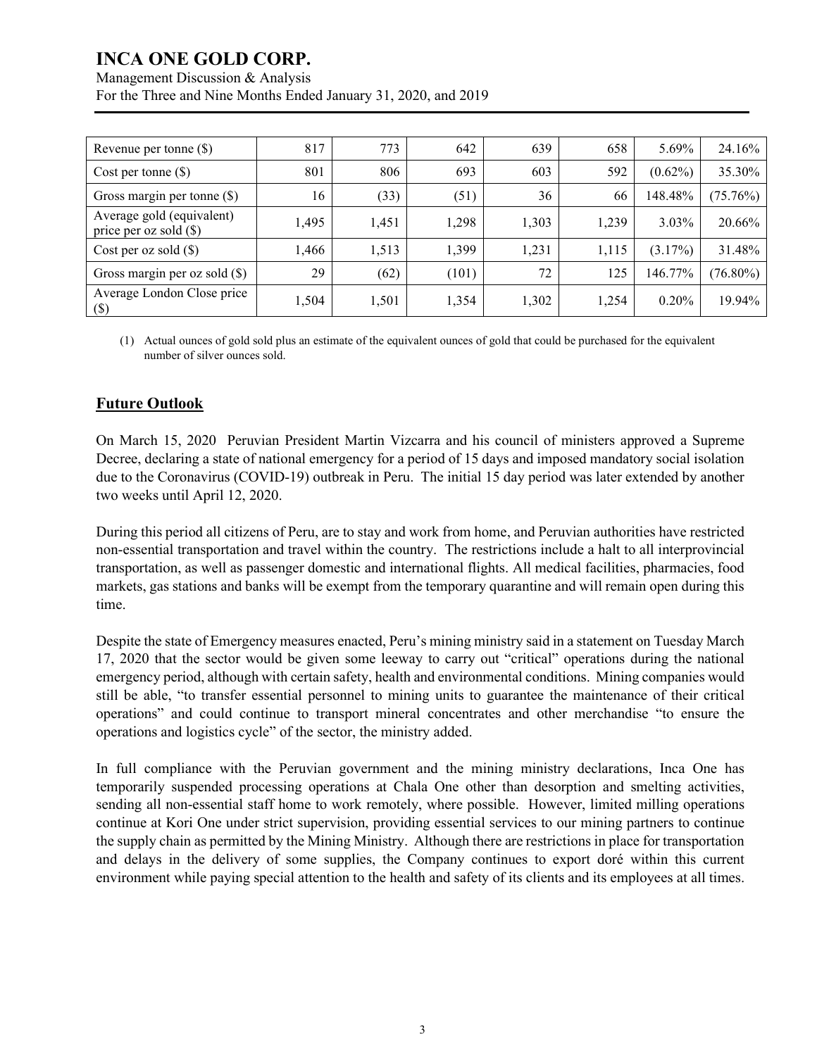| Revenue per tonne ($) | 817 | 773 | 642 | 639 | 658 | 5.69% | 24.16% |
|---|---|---|---|---|---|---|---|
| Cost per tonne ($) | 801 | 806 | 693 | 603 | 592 | (0.62%) | 35.30% |
| Gross margin per tonne ($) | 16 | (33) | (51) | 36 | 66 | 148.48% | (75.76%) |
| Average gold (equivalent) price per oz sold ($) | 1,495 | 1,451 | 1,298 | 1,303 | 1,239 | 3.03% | 20.66% |
| Cost per oz sold ($) | 1,466 | 1,513 | 1,399 | 1,231 | 1,115 | (3.17%) | 31.48% |
| Gross margin per oz sold ($) | 29 | (62) | (101) | 72 | 125 | 146.77% | (76.80%) |
| Average London Close price ($) | 1,504 | 1,501 | 1,354 | 1,302 | 1,254 | 0.20% | 19.94% |

(1) Actual ounces of gold sold plus an estimate of the equivalent ounces of gold that could be purchased for the equivalent number of silver ounces sold.

## Future Outlook

On March 15, 2020 Peruvian President Martin Vizcarra and his council of ministers approved a Supreme Decree, declaring a state of national emergency for a period of 15 days and imposed mandatory social isolation due to the Coronavirus (COVID-19) outbreak in Peru. The initial 15 day period was later extended by another two weeks until April 12, 2020.

During this period all citizens of Peru, are to stay and work from home, and Peruvian authorities have restricted non-essential transportation and travel within the country. The restrictions include a halt to all interprovincial transportation, as well as passenger domestic and international flights. All medical facilities, pharmacies, food markets, gas stations and banks will be exempt from the temporary quarantine and will remain open during this time.

Despite the state of Emergency measures enacted, Peru's mining ministry said in a statement on Tuesday March 17, 2020 that the sector would be given some leeway to carry out "critical" operations during the national emergency period, although with certain safety, health and environmental conditions. Mining companies would still be able, "to transfer essential personnel to mining units to guarantee the maintenance of their critical operations" and could continue to transport mineral concentrates and other merchandise "to ensure the operations and logistics cycle" of the sector, the ministry added.

In full compliance with the Peruvian government and the mining ministry declarations, Inca One has temporarily suspended processing operations at Chala One other than desorption and smelting activities, sending all non-essential staff home to work remotely, where possible. However, limited milling operations continue at Kori One under strict supervision, providing essential services to our mining partners to continue the supply chain as permitted by the Mining Ministry. Although there are restrictions in place for transportation and delays in the delivery of some supplies, the Company continues to export doré within this current environment while paying special attention to the health and safety of its clients and its employees at all times.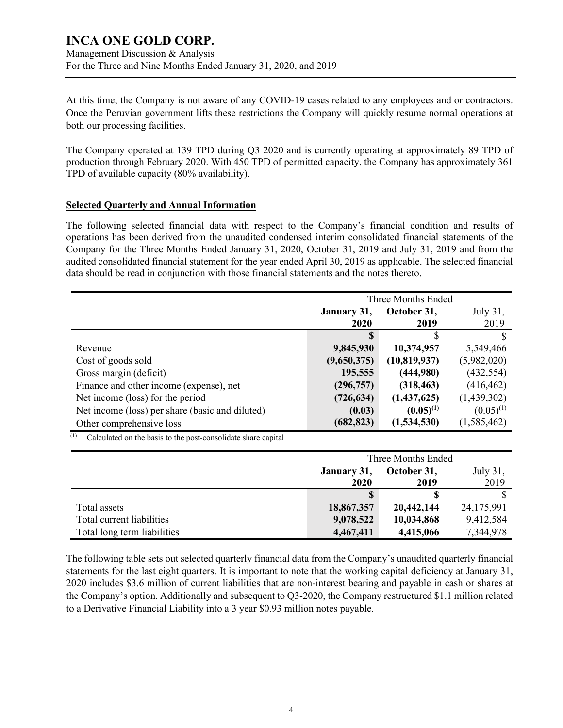At this time, the Company is not aware of any COVID-19 cases related to any employees and or contractors. Once the Peruvian government lifts these restrictions the Company will quickly resume normal operations at both our processing facilities.

The Company operated at 139 TPD during Q3 2020 and is currently operating at approximately 89 TPD of production through February 2020. With 450 TPD of permitted capacity, the Company has approximately 361 TPD of available capacity (80% availability).

## Selected Quarterly and Annual Information

The following selected financial data with respect to the Company's financial condition and results of operations has been derived from the unaudited condensed interim consolidated financial statements of the Company for the Three Months Ended January 31, 2020, October 31, 2019 and July 31, 2019 and from the audited consolidated financial statement for the year ended April 30, 2019 as applicable. The selected financial data should be read in conjunction with those financial statements and the notes thereto.

| | Three Months Ended | | |
|---|---|---|---|
| | **January 31, 2020** | **October 31, 2019** | July 31, 2019 |
| | **$** | $ | $ |
| Revenue | **9,845,930** | **10,374,957** | 5,549,466 |
| Cost of goods sold | **(9,650,375)** | **(10,819,937)** | (5,982,020) |
| Gross margin (deficit) | **195,555** | **(444,980)** | (432,554) |
| Finance and other income (expense), net | **(296,757)** | **(318,463)** | (416,462) |
| Net income (loss) for the period | **(726,634)** | **(1,437,625)** | (1,439,302) |
| Net income (loss) per share (basic and diluted) | **(0.03)** | **(0.05)[1]** | (0.05)[1] |
| Other comprehensive loss | **(682,823)** | **(1,534,530)** | (1,585,462) |

[1] Calculated on the basis to the post-consolidate share capital

| | Three Months Ended | | |
|---|---|---|---|
| | **January 31, 2020** | **October 31, 2019** | July 31, 2019 |
| | **$** | **$** | $ |
| Total assets | **18,867,357** | **20,442,144** | 24,175,991 |
| Total current liabilities | **9,078,522** | **10,034,868** | 9,412,584 |
| Total long term liabilities | **4,467,411** | **4,415,066** | 7,344,978 |

The following table sets out selected quarterly financial data from the Company's unaudited quarterly financial statements for the last eight quarters. It is important to note that the working capital deficiency at January 31, 2020 includes $3.6 million of current liabilities that are non-interest bearing and payable in cash or shares at the Company's option. Additionally and subsequent to Q3-2020, the Company restructured $1.1 million related to a Derivative Financial Liability into a 3 year $0.93 million notes payable.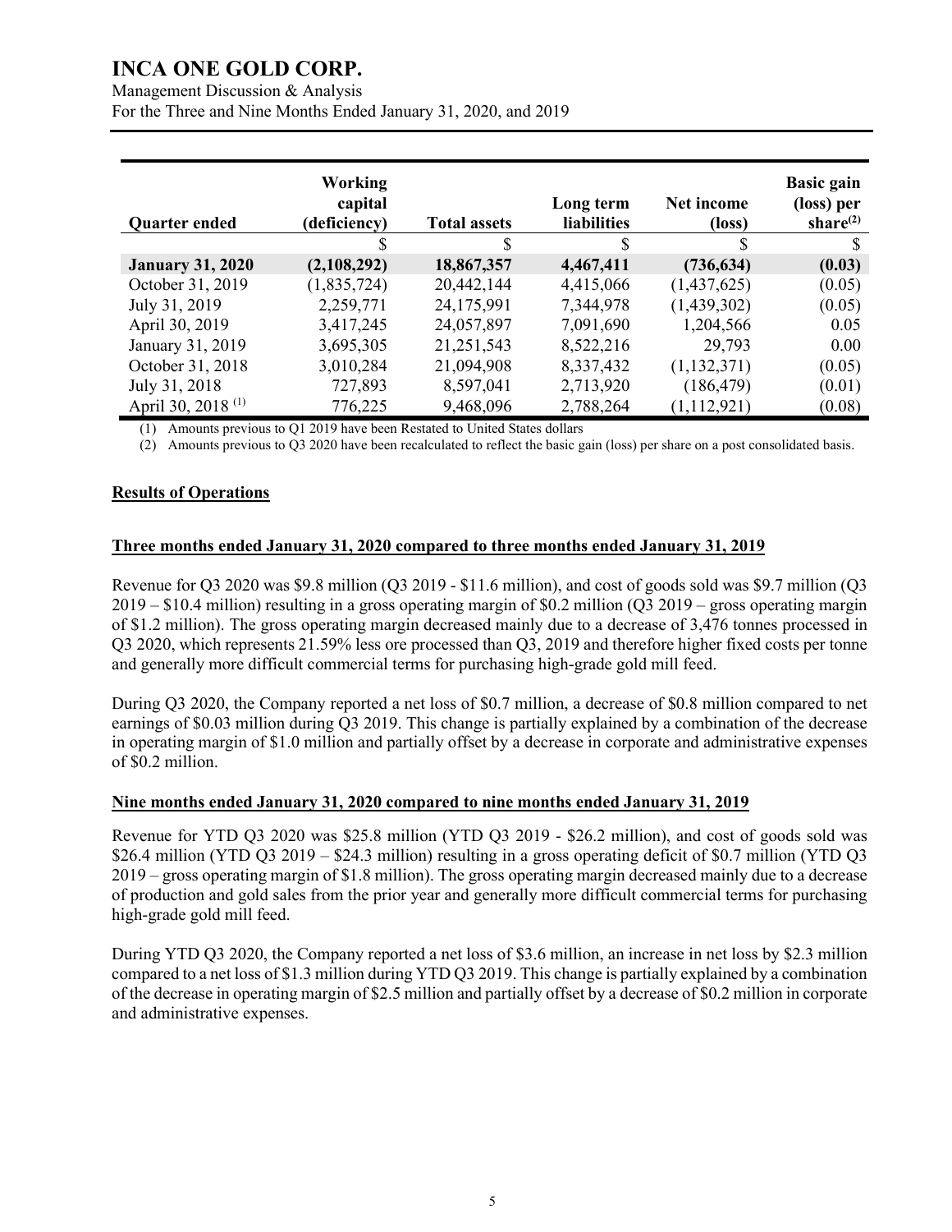| Quarter ended | Working capital (deficiency) | Total assets | Long term liabilities | Net income (loss) | Basic gain (loss) per share[(2)] |
|---|---|---|---|---|---|
| | $ | $ | $ | $ | $ |
| **January 31, 2020** | **(2,108,292)** | **18,867,357** | **4,467,411** | **(736,634)** | **(0.03)** |
| October 31, 2019 | (1,835,724) | 20,442,144 | 4,415,066 | (1,437,625) | (0.05) |
| July 31, 2019 | 2,259,771 | 24,175,991 | 7,344,978 | (1,439,302) | (0.05) |
| April 30, 2019 | 3,417,245 | 24,057,897 | 7,091,690 | 1,204,566 | 0.05 |
| January 31, 2019 | 3,695,305 | 21,251,543 | 8,522,216 | 29,793 | 0.00 |
| October 31, 2018 | 3,010,284 | 21,094,908 | 8,337,432 | (1,132,371) | (0.05) |
| July 31, 2018 | 727,893 | 8,597,041 | 2,713,920 | (186,479) | (0.01) |
| April 30, 2018 [(1)] | 776,225 | 9,468,096 | 2,788,264 | (1,112,921) | (0.08) |

(1) Amounts previous to Q1 2019 have been Restated to United States dollars

(2) Amounts previous to Q3 2020 have been recalculated to reflect the basic gain (loss) per share on a post consolidated basis.

## Results of Operations

### Three months ended January 31, 2020 compared to three months ended January 31, 2019

Revenue for Q3 2020 was $9.8 million (Q3 2019 - $11.6 million), and cost of goods sold was $9.7 million (Q3 2019 – $10.4 million) resulting in a gross operating margin of $0.2 million (Q3 2019 – gross operating margin of $1.2 million). The gross operating margin decreased mainly due to a decrease of 3,476 tonnes processed in Q3 2020, which represents 21.59% less ore processed than Q3, 2019 and therefore higher fixed costs per tonne and generally more difficult commercial terms for purchasing high-grade gold mill feed.

During Q3 2020, the Company reported a net loss of $0.7 million, a decrease of $0.8 million compared to net earnings of $0.03 million during Q3 2019. This change is partially explained by a combination of the decrease in operating margin of $1.0 million and partially offset by a decrease in corporate and administrative expenses of $0.2 million.

### Nine months ended January 31, 2020 compared to nine months ended January 31, 2019

Revenue for YTD Q3 2020 was $25.8 million (YTD Q3 2019 - $26.2 million), and cost of goods sold was $26.4 million (YTD Q3 2019 – $24.3 million) resulting in a gross operating deficit of $0.7 million (YTD Q3 2019 – gross operating margin of $1.8 million). The gross operating margin decreased mainly due to a decrease of production and gold sales from the prior year and generally more difficult commercial terms for purchasing high-grade gold mill feed.

During YTD Q3 2020, the Company reported a net loss of $3.6 million, an increase in net loss by $2.3 million compared to a net loss of $1.3 million during YTD Q3 2019. This change is partially explained by a combination of the decrease in operating margin of $2.5 million and partially offset by a decrease of $0.2 million in corporate and administrative expenses.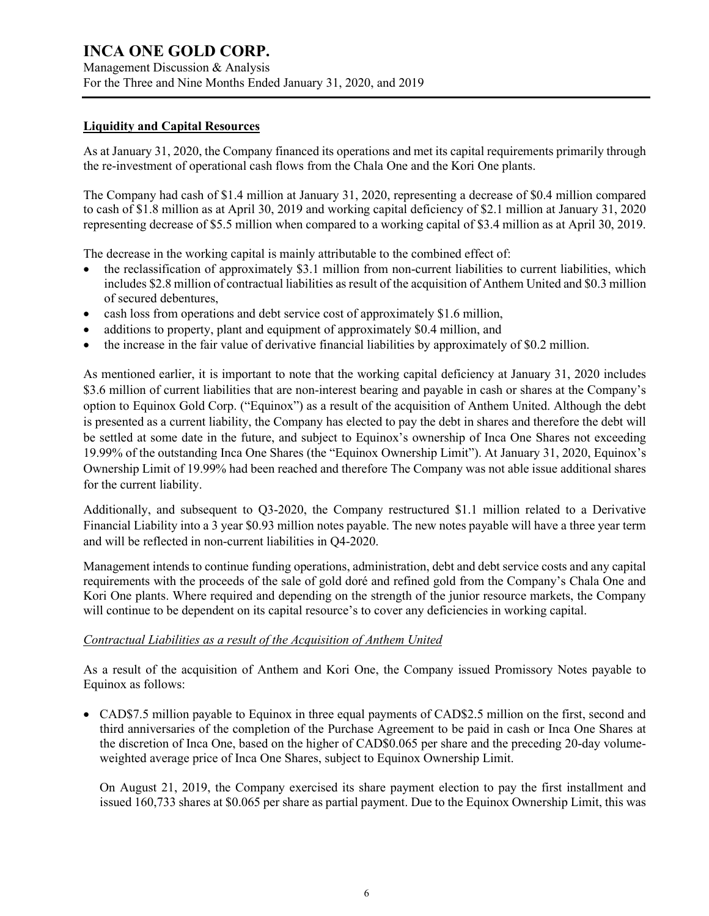## Liquidity and Capital Resources

As at January 31, 2020, the Company financed its operations and met its capital requirements primarily through the re-investment of operational cash flows from the Chala One and the Kori One plants.

The Company had cash of $1.4 million at January 31, 2020, representing a decrease of $0.4 million compared to cash of $1.8 million as at April 30, 2019 and working capital deficiency of $2.1 million at January 31, 2020 representing decrease of $5.5 million when compared to a working capital of $3.4 million as at April 30, 2019.

The decrease in the working capital is mainly attributable to the combined effect of:

- the reclassification of approximately $3.1 million from non-current liabilities to current liabilities, which includes $2.8 million of contractual liabilities as result of the acquisition of Anthem United and $0.3 million of secured debentures,
- cash loss from operations and debt service cost of approximately $1.6 million,
- additions to property, plant and equipment of approximately $0.4 million, and
- the increase in the fair value of derivative financial liabilities by approximately of $0.2 million.

As mentioned earlier, it is important to note that the working capital deficiency at January 31, 2020 includes $3.6 million of current liabilities that are non-interest bearing and payable in cash or shares at the Company's option to Equinox Gold Corp. ("Equinox") as a result of the acquisition of Anthem United. Although the debt is presented as a current liability, the Company has elected to pay the debt in shares and therefore the debt will be settled at some date in the future, and subject to Equinox's ownership of Inca One Shares not exceeding 19.99% of the outstanding Inca One Shares (the "Equinox Ownership Limit"). At January 31, 2020, Equinox's Ownership Limit of 19.99% had been reached and therefore The Company was not able issue additional shares for the current liability.

Additionally, and subsequent to Q3-2020, the Company restructured $1.1 million related to a Derivative Financial Liability into a 3 year $0.93 million notes payable. The new notes payable will have a three year term and will be reflected in non-current liabilities in Q4-2020.

Management intends to continue funding operations, administration, debt and debt service costs and any capital requirements with the proceeds of the sale of gold doré and refined gold from the Company's Chala One and Kori One plants. Where required and depending on the strength of the junior resource markets, the Company will continue to be dependent on its capital resource's to cover any deficiencies in working capital.

### *Contractual Liabilities as a result of the Acquisition of Anthem United*

As a result of the acquisition of Anthem and Kori One, the Company issued Promissory Notes payable to Equinox as follows:

- CAD$7.5 million payable to Equinox in three equal payments of CAD$2.5 million on the first, second and third anniversaries of the completion of the Purchase Agreement to be paid in cash or Inca One Shares at the discretion of Inca One, based on the higher of CAD$0.065 per share and the preceding 20-day volume-weighted average price of Inca One Shares, subject to Equinox Ownership Limit.

  On August 21, 2019, the Company exercised its share payment election to pay the first installment and issued 160,733 shares at $0.065 per share as partial payment. Due to the Equinox Ownership Limit, this was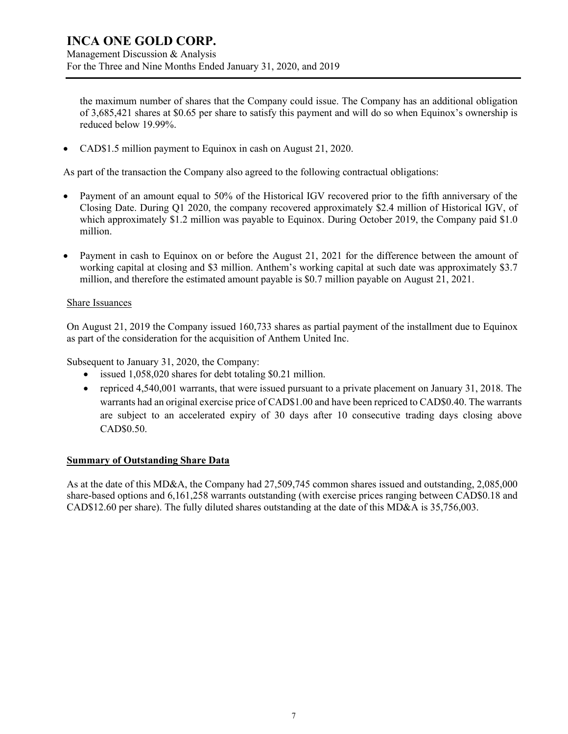the maximum number of shares that the Company could issue. The Company has an additional obligation of 3,685,421 shares at $0.65 per share to satisfy this payment and will do so when Equinox's ownership is reduced below 19.99%.

- CAD$1.5 million payment to Equinox in cash on August 21, 2020.

As part of the transaction the Company also agreed to the following contractual obligations:

- Payment of an amount equal to 50% of the Historical IGV recovered prior to the fifth anniversary of the Closing Date. During Q1 2020, the company recovered approximately $2.4 million of Historical IGV, of which approximately $1.2 million was payable to Equinox. During October 2019, the Company paid $1.0 million.
- Payment in cash to Equinox on or before the August 21, 2021 for the difference between the amount of working capital at closing and $3 million. Anthem's working capital at such date was approximately $3.7 million, and therefore the estimated amount payable is $0.7 million payable on August 21, 2021.

Share Issuances

On August 21, 2019 the Company issued 160,733 shares as partial payment of the installment due to Equinox as part of the consideration for the acquisition of Anthem United Inc.

Subsequent to January 31, 2020, the Company:

- issued 1,058,020 shares for debt totaling $0.21 million.
- repriced 4,540,001 warrants, that were issued pursuant to a private placement on January 31, 2018. The warrants had an original exercise price of CAD$1.00 and have been repriced to CAD$0.40. The warrants are subject to an accelerated expiry of 30 days after 10 consecutive trading days closing above CAD$0.50.

## Summary of Outstanding Share Data

As at the date of this MD&A, the Company had 27,509,745 common shares issued and outstanding, 2,085,000 share-based options and 6,161,258 warrants outstanding (with exercise prices ranging between CAD$0.18 and CAD$12.60 per share). The fully diluted shares outstanding at the date of this MD&A is 35,756,003.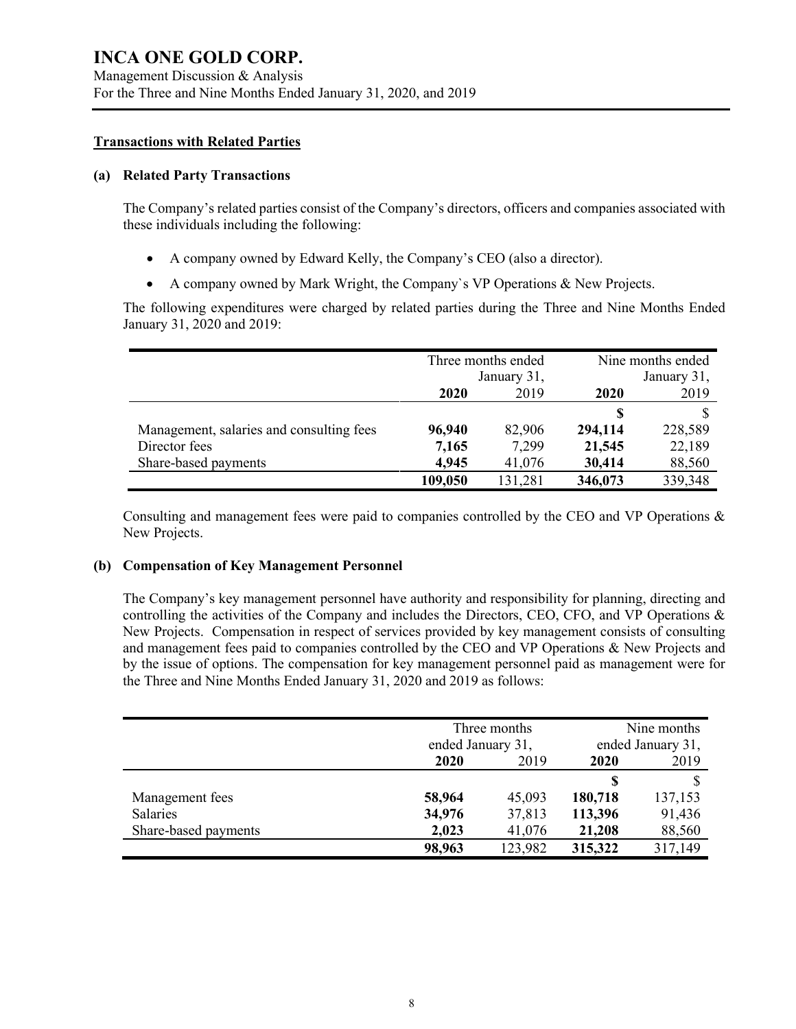## Transactions with Related Parties

### (a) Related Party Transactions

The Company's related parties consist of the Company's directors, officers and companies associated with these individuals including the following:

- A company owned by Edward Kelly, the Company's CEO (also a director).
- A company owned by Mark Wright, the Company`s VP Operations & New Projects.

The following expenditures were charged by related parties during the Three and Nine Months Ended January 31, 2020 and 2019:

| | Three months ended January 31, | | Nine months ended January 31, | |
|---|---|---|---|---|
| | **2020** | 2019 | **2020** | 2019 |
| | | | **$** | $ |
| Management, salaries and consulting fees | **96,940** | 82,906 | **294,114** | 228,589 |
| Director fees | **7,165** | 7,299 | **21,545** | 22,189 |
| Share-based payments | **4,945** | 41,076 | **30,414** | 88,560 |
| | **109,050** | 131,281 | **346,073** | 339,348 |

Consulting and management fees were paid to companies controlled by the CEO and VP Operations & New Projects.

### (b) Compensation of Key Management Personnel

The Company's key management personnel have authority and responsibility for planning, directing and controlling the activities of the Company and includes the Directors, CEO, CFO, and VP Operations & New Projects. Compensation in respect of services provided by key management consists of consulting and management fees paid to companies controlled by the CEO and VP Operations & New Projects and by the issue of options. The compensation for key management personnel paid as management were for the Three and Nine Months Ended January 31, 2020 and 2019 as follows:

| | Three months ended January 31, | | Nine months ended January 31, | |
|---|---|---|---|---|
| | **2020** | 2019 | **2020** | 2019 |
| | | | **$** | $ |
| Management fees | **58,964** | 45,093 | **180,718** | 137,153 |
| Salaries | **34,976** | 37,813 | **113,396** | 91,436 |
| Share-based payments | **2,023** | 41,076 | **21,208** | 88,560 |
| | **98,963** | 123,982 | **315,322** | 317,149 |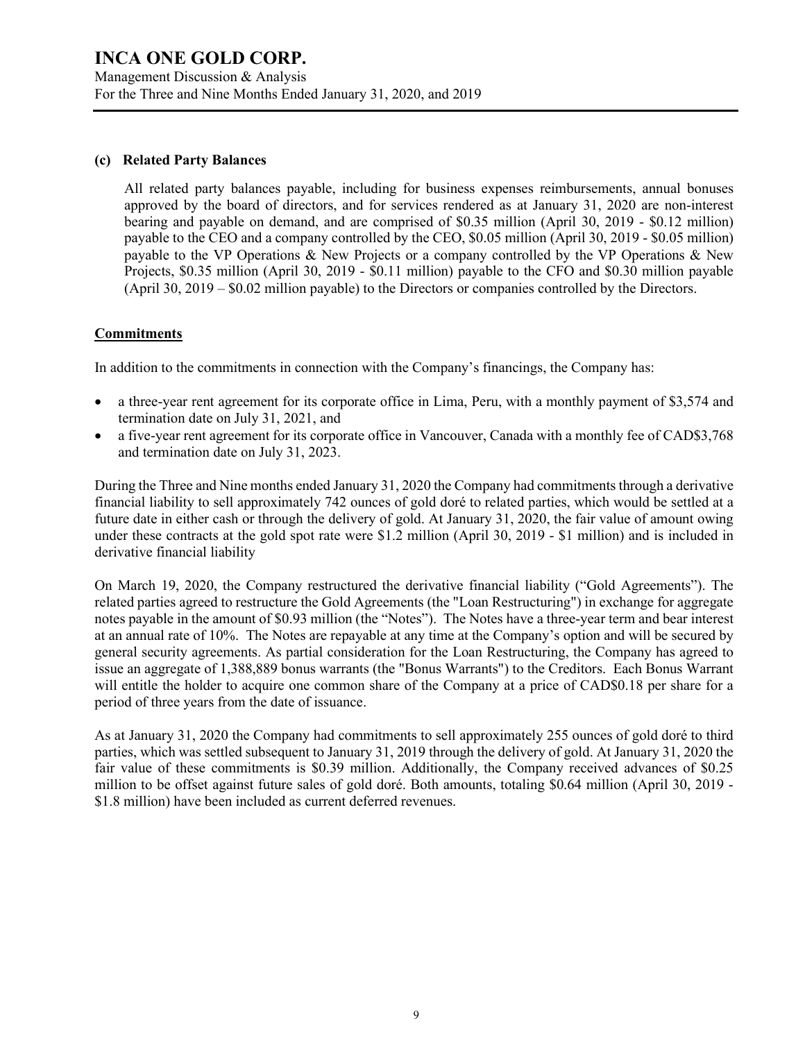### (c) Related Party Balances

All related party balances payable, including for business expenses reimbursements, annual bonuses approved by the board of directors, and for services rendered as at January 31, 2020 are non-interest bearing and payable on demand, and are comprised of $0.35 million (April 30, 2019 - $0.12 million) payable to the CEO and a company controlled by the CEO, $0.05 million (April 30, 2019 - $0.05 million) payable to the VP Operations & New Projects or a company controlled by the VP Operations & New Projects, $0.35 million (April 30, 2019 - $0.11 million) payable to the CFO and $0.30 million payable (April 30, 2019 – $0.02 million payable) to the Directors or companies controlled by the Directors.

## Commitments

In addition to the commitments in connection with the Company's financings, the Company has:

- a three-year rent agreement for its corporate office in Lima, Peru, with a monthly payment of $3,574 and termination date on July 31, 2021, and
- a five-year rent agreement for its corporate office in Vancouver, Canada with a monthly fee of CAD$3,768 and termination date on July 31, 2023.

During the Three and Nine months ended January 31, 2020 the Company had commitments through a derivative financial liability to sell approximately 742 ounces of gold doré to related parties, which would be settled at a future date in either cash or through the delivery of gold. At January 31, 2020, the fair value of amount owing under these contracts at the gold spot rate were $1.2 million (April 30, 2019 - $1 million) and is included in derivative financial liability

On March 19, 2020, the Company restructured the derivative financial liability ("Gold Agreements"). The related parties agreed to restructure the Gold Agreements (the "Loan Restructuring") in exchange for aggregate notes payable in the amount of $0.93 million (the "Notes"). The Notes have a three-year term and bear interest at an annual rate of 10%. The Notes are repayable at any time at the Company's option and will be secured by general security agreements. As partial consideration for the Loan Restructuring, the Company has agreed to issue an aggregate of 1,388,889 bonus warrants (the "Bonus Warrants") to the Creditors. Each Bonus Warrant will entitle the holder to acquire one common share of the Company at a price of CAD$0.18 per share for a period of three years from the date of issuance.

As at January 31, 2020 the Company had commitments to sell approximately 255 ounces of gold doré to third parties, which was settled subsequent to January 31, 2019 through the delivery of gold. At January 31, 2020 the fair value of these commitments is $0.39 million. Additionally, the Company received advances of $0.25 million to be offset against future sales of gold doré. Both amounts, totaling $0.64 million (April 30, 2019 - $1.8 million) have been included as current deferred revenues.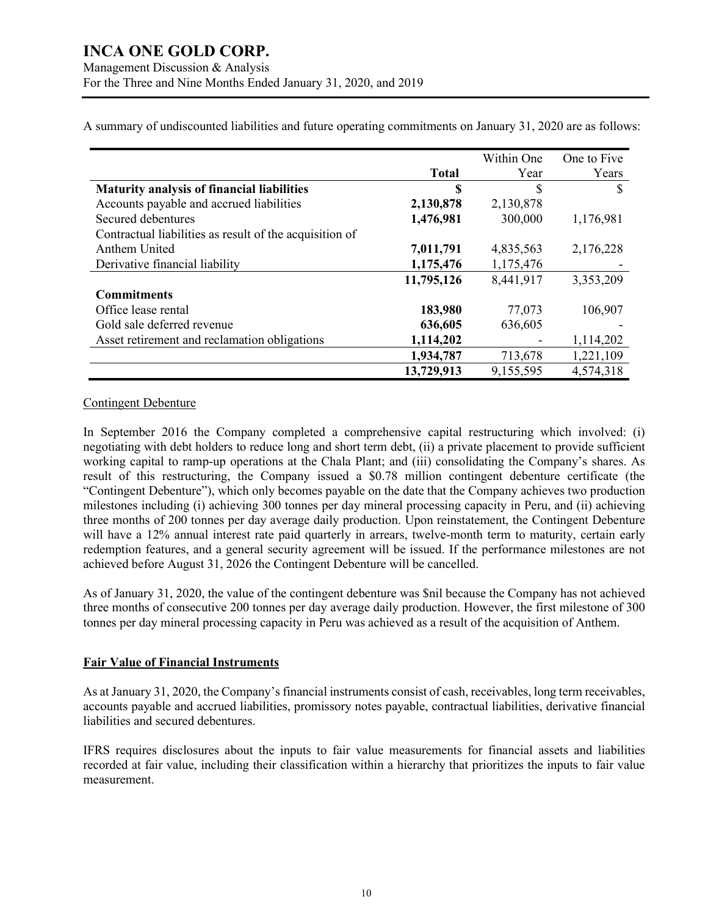A summary of undiscounted liabilities and future operating commitments on January 31, 2020 are as follows:

| | Total | Within One Year | One to Five Years |
|---|---|---|---|
| **Maturity analysis of financial liabilities** | **$** | $ | $ |
| Accounts payable and accrued liabilities | **2,130,878** | 2,130,878 | |
| Secured debentures | **1,476,981** | 300,000 | 1,176,981 |
| Contractual liabilities as result of the acquisition of Anthem United | **7,011,791** | 4,835,563 | 2,176,228 |
| Derivative financial liability | **1,175,476** | 1,175,476 | - |
| | **11,795,126** | 8,441,917 | 3,353,209 |
| **Commitments** | | | |
| Office lease rental | **183,980** | 77,073 | 106,907 |
| Gold sale deferred revenue | **636,605** | 636,605 | - |
| Asset retirement and reclamation obligations | **1,114,202** | - | 1,114,202 |
| | **1,934,787** | 713,678 | 1,221,109 |
| | **13,729,913** | 9,155,595 | 4,574,318 |

Contingent Debenture

In September 2016 the Company completed a comprehensive capital restructuring which involved: (i) negotiating with debt holders to reduce long and short term debt, (ii) a private placement to provide sufficient working capital to ramp-up operations at the Chala Plant; and (iii) consolidating the Company's shares. As result of this restructuring, the Company issued a $0.78 million contingent debenture certificate (the "Contingent Debenture"), which only becomes payable on the date that the Company achieves two production milestones including (i) achieving 300 tonnes per day mineral processing capacity in Peru, and (ii) achieving three months of 200 tonnes per day average daily production. Upon reinstatement, the Contingent Debenture will have a 12% annual interest rate paid quarterly in arrears, twelve-month term to maturity, certain early redemption features, and a general security agreement will be issued. If the performance milestones are not achieved before August 31, 2026 the Contingent Debenture will be cancelled.

As of January 31, 2020, the value of the contingent debenture was $nil because the Company has not achieved three months of consecutive 200 tonnes per day average daily production. However, the first milestone of 300 tonnes per day mineral processing capacity in Peru was achieved as a result of the acquisition of Anthem.

## Fair Value of Financial Instruments

As at January 31, 2020, the Company's financial instruments consist of cash, receivables, long term receivables, accounts payable and accrued liabilities, promissory notes payable, contractual liabilities, derivative financial liabilities and secured debentures.

IFRS requires disclosures about the inputs to fair value measurements for financial assets and liabilities recorded at fair value, including their classification within a hierarchy that prioritizes the inputs to fair value measurement.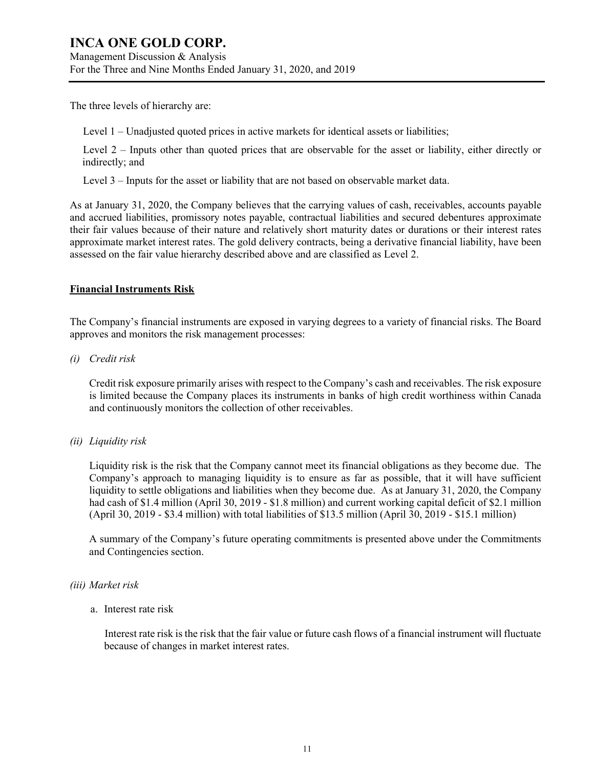The three levels of hierarchy are:

Level 1 – Unadjusted quoted prices in active markets for identical assets or liabilities;

Level 2 – Inputs other than quoted prices that are observable for the asset or liability, either directly or indirectly; and

Level 3 – Inputs for the asset or liability that are not based on observable market data.

As at January 31, 2020, the Company believes that the carrying values of cash, receivables, accounts payable and accrued liabilities, promissory notes payable, contractual liabilities and secured debentures approximate their fair values because of their nature and relatively short maturity dates or durations or their interest rates approximate market interest rates. The gold delivery contracts, being a derivative financial liability, have been assessed on the fair value hierarchy described above and are classified as Level 2.

## Financial Instruments Risk

The Company's financial instruments are exposed in varying degrees to a variety of financial risks. The Board approves and monitors the risk management processes:

*(i) Credit risk*

Credit risk exposure primarily arises with respect to the Company's cash and receivables. The risk exposure is limited because the Company places its instruments in banks of high credit worthiness within Canada and continuously monitors the collection of other receivables.

*(ii) Liquidity risk*

Liquidity risk is the risk that the Company cannot meet its financial obligations as they become due. The Company's approach to managing liquidity is to ensure as far as possible, that it will have sufficient liquidity to settle obligations and liabilities when they become due. As at January 31, 2020, the Company had cash of $1.4 million (April 30, 2019 - $1.8 million) and current working capital deficit of $2.1 million (April 30, 2019 - $3.4 million) with total liabilities of $13.5 million (April 30, 2019 - $15.1 million)

A summary of the Company's future operating commitments is presented above under the Commitments and Contingencies section.

*(iii) Market risk*

a. Interest rate risk

Interest rate risk is the risk that the fair value or future cash flows of a financial instrument will fluctuate because of changes in market interest rates.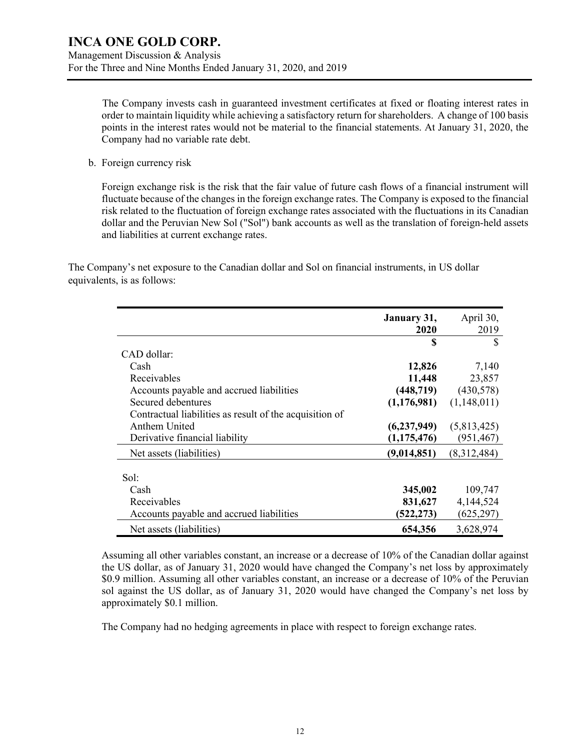The Company invests cash in guaranteed investment certificates at fixed or floating interest rates in order to maintain liquidity while achieving a satisfactory return for shareholders. A change of 100 basis points in the interest rates would not be material to the financial statements. At January 31, 2020, the Company had no variable rate debt.

b. Foreign currency risk

Foreign exchange risk is the risk that the fair value of future cash flows of a financial instrument will fluctuate because of the changes in the foreign exchange rates. The Company is exposed to the financial risk related to the fluctuation of foreign exchange rates associated with the fluctuations in its Canadian dollar and the Peruvian New Sol ("Sol") bank accounts as well as the translation of foreign-held assets and liabilities at current exchange rates.

The Company's net exposure to the Canadian dollar and Sol on financial instruments, in US dollar equivalents, is as follows:

| | **January 31, 2020** | April 30, 2019 |
|---|---|---|
| | **$** | $ |
| CAD dollar: | | |
| Cash | **12,826** | 7,140 |
| Receivables | **11,448** | 23,857 |
| Accounts payable and accrued liabilities | **(448,719)** | (430,578) |
| Secured debentures | **(1,176,981)** | (1,148,011) |
| Contractual liabilities as result of the acquisition of Anthem United | **(6,237,949)** | (5,813,425) |
| Derivative financial liability | **(1,175,476)** | (951,467) |
| Net assets (liabilities) | **(9,014,851)** | (8,312,484) |
| Sol: | | |
| Cash | **345,002** | 109,747 |
| Receivables | **831,627** | 4,144,524 |
| Accounts payable and accrued liabilities | **(522,273)** | (625,297) |
| Net assets (liabilities) | **654,356** | 3,628,974 |

Assuming all other variables constant, an increase or a decrease of 10% of the Canadian dollar against the US dollar, as of January 31, 2020 would have changed the Company's net loss by approximately $0.9 million. Assuming all other variables constant, an increase or a decrease of 10% of the Peruvian sol against the US dollar, as of January 31, 2020 would have changed the Company's net loss by approximately $0.1 million.

The Company had no hedging agreements in place with respect to foreign exchange rates.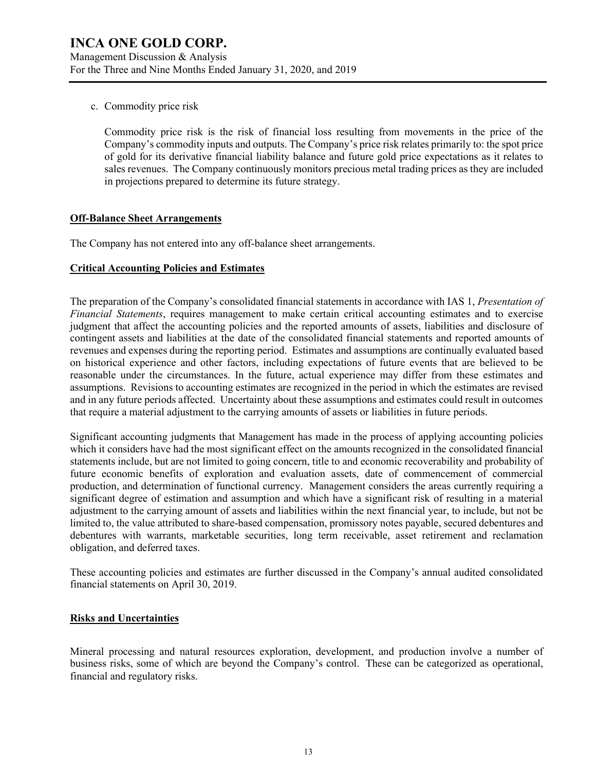c. Commodity price risk

Commodity price risk is the risk of financial loss resulting from movements in the price of the Company's commodity inputs and outputs. The Company's price risk relates primarily to: the spot price of gold for its derivative financial liability balance and future gold price expectations as it relates to sales revenues. The Company continuously monitors precious metal trading prices as they are included in projections prepared to determine its future strategy.

## Off-Balance Sheet Arrangements

The Company has not entered into any off-balance sheet arrangements.

## Critical Accounting Policies and Estimates

The preparation of the Company's consolidated financial statements in accordance with IAS 1, *Presentation of Financial Statements*, requires management to make certain critical accounting estimates and to exercise judgment that affect the accounting policies and the reported amounts of assets, liabilities and disclosure of contingent assets and liabilities at the date of the consolidated financial statements and reported amounts of revenues and expenses during the reporting period. Estimates and assumptions are continually evaluated based on historical experience and other factors, including expectations of future events that are believed to be reasonable under the circumstances. In the future, actual experience may differ from these estimates and assumptions. Revisions to accounting estimates are recognized in the period in which the estimates are revised and in any future periods affected. Uncertainty about these assumptions and estimates could result in outcomes that require a material adjustment to the carrying amounts of assets or liabilities in future periods.

Significant accounting judgments that Management has made in the process of applying accounting policies which it considers have had the most significant effect on the amounts recognized in the consolidated financial statements include, but are not limited to going concern, title to and economic recoverability and probability of future economic benefits of exploration and evaluation assets, date of commencement of commercial production, and determination of functional currency. Management considers the areas currently requiring a significant degree of estimation and assumption and which have a significant risk of resulting in a material adjustment to the carrying amount of assets and liabilities within the next financial year, to include, but not be limited to, the value attributed to share-based compensation, promissory notes payable, secured debentures and debentures with warrants, marketable securities, long term receivable, asset retirement and reclamation obligation, and deferred taxes.

These accounting policies and estimates are further discussed in the Company's annual audited consolidated financial statements on April 30, 2019.

## Risks and Uncertainties

Mineral processing and natural resources exploration, development, and production involve a number of business risks, some of which are beyond the Company's control. These can be categorized as operational, financial and regulatory risks.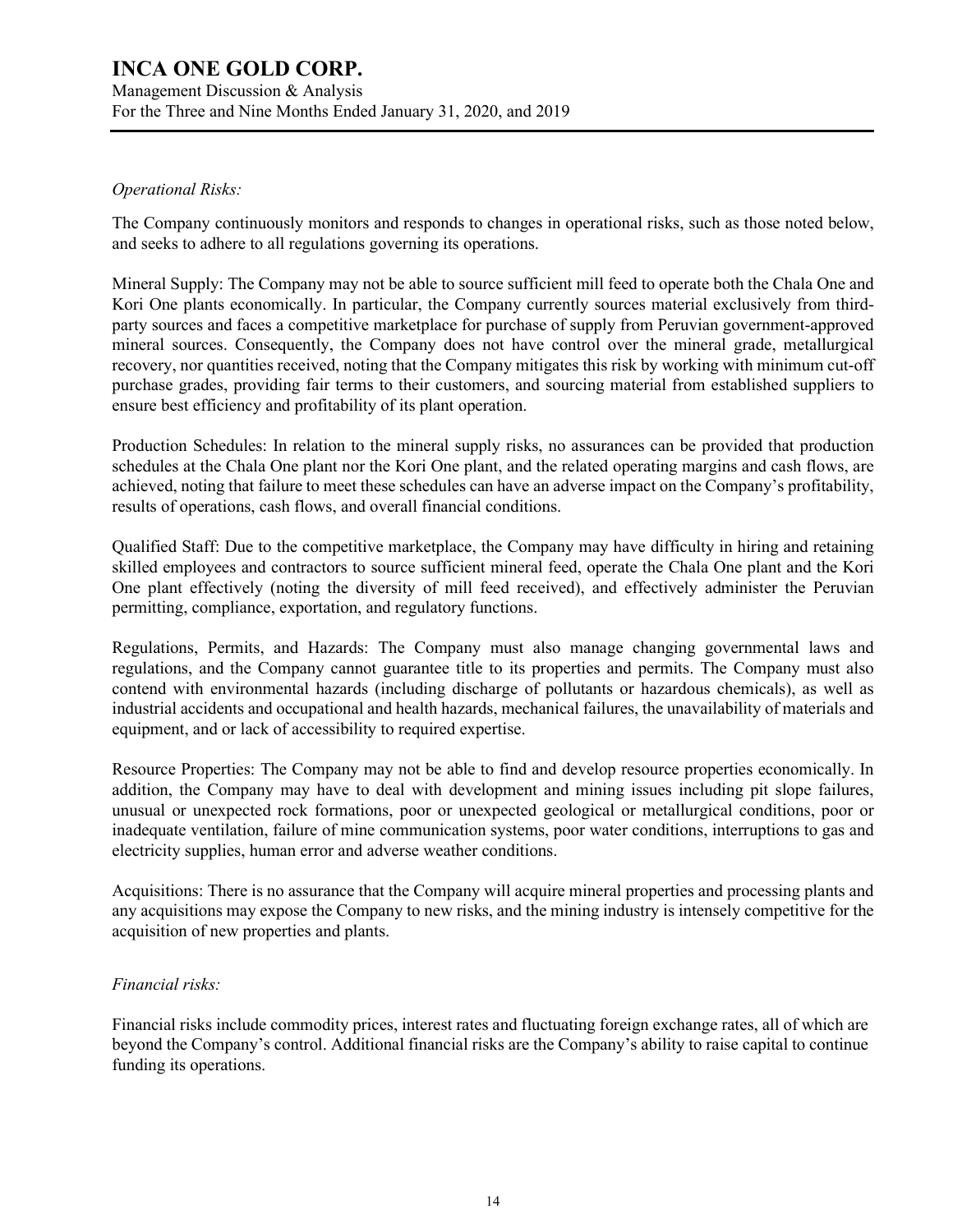*Operational Risks:*

The Company continuously monitors and responds to changes in operational risks, such as those noted below, and seeks to adhere to all regulations governing its operations.

Mineral Supply: The Company may not be able to source sufficient mill feed to operate both the Chala One and Kori One plants economically. In particular, the Company currently sources material exclusively from third-party sources and faces a competitive marketplace for purchase of supply from Peruvian government-approved mineral sources. Consequently, the Company does not have control over the mineral grade, metallurgical recovery, nor quantities received, noting that the Company mitigates this risk by working with minimum cut-off purchase grades, providing fair terms to their customers, and sourcing material from established suppliers to ensure best efficiency and profitability of its plant operation.

Production Schedules: In relation to the mineral supply risks, no assurances can be provided that production schedules at the Chala One plant nor the Kori One plant, and the related operating margins and cash flows, are achieved, noting that failure to meet these schedules can have an adverse impact on the Company's profitability, results of operations, cash flows, and overall financial conditions.

Qualified Staff: Due to the competitive marketplace, the Company may have difficulty in hiring and retaining skilled employees and contractors to source sufficient mineral feed, operate the Chala One plant and the Kori One plant effectively (noting the diversity of mill feed received), and effectively administer the Peruvian permitting, compliance, exportation, and regulatory functions.

Regulations, Permits, and Hazards: The Company must also manage changing governmental laws and regulations, and the Company cannot guarantee title to its properties and permits. The Company must also contend with environmental hazards (including discharge of pollutants or hazardous chemicals), as well as industrial accidents and occupational and health hazards, mechanical failures, the unavailability of materials and equipment, and or lack of accessibility to required expertise.

Resource Properties: The Company may not be able to find and develop resource properties economically. In addition, the Company may have to deal with development and mining issues including pit slope failures, unusual or unexpected rock formations, poor or unexpected geological or metallurgical conditions, poor or inadequate ventilation, failure of mine communication systems, poor water conditions, interruptions to gas and electricity supplies, human error and adverse weather conditions.

Acquisitions: There is no assurance that the Company will acquire mineral properties and processing plants and any acquisitions may expose the Company to new risks, and the mining industry is intensely competitive for the acquisition of new properties and plants.

*Financial risks:*

Financial risks include commodity prices, interest rates and fluctuating foreign exchange rates, all of which are beyond the Company's control. Additional financial risks are the Company's ability to raise capital to continue funding its operations.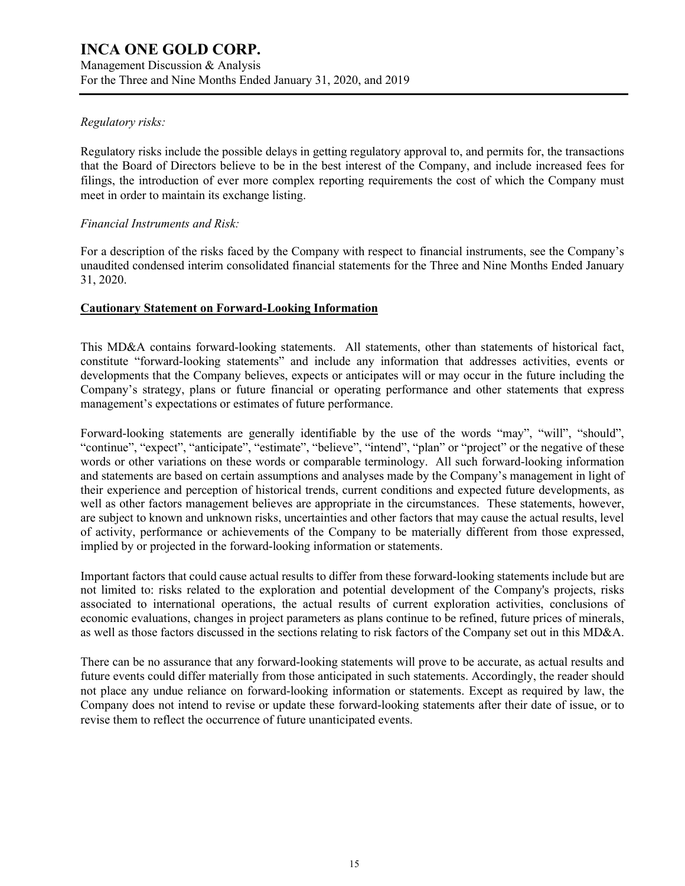*Regulatory risks:*

Regulatory risks include the possible delays in getting regulatory approval to, and permits for, the transactions that the Board of Directors believe to be in the best interest of the Company, and include increased fees for filings, the introduction of ever more complex reporting requirements the cost of which the Company must meet in order to maintain its exchange listing.

*Financial Instruments and Risk:*

For a description of the risks faced by the Company with respect to financial instruments, see the Company's unaudited condensed interim consolidated financial statements for the Three and Nine Months Ended January 31, 2020.

## Cautionary Statement on Forward-Looking Information

This MD&A contains forward-looking statements. All statements, other than statements of historical fact, constitute "forward-looking statements" and include any information that addresses activities, events or developments that the Company believes, expects or anticipates will or may occur in the future including the Company's strategy, plans or future financial or operating performance and other statements that express management's expectations or estimates of future performance.

Forward-looking statements are generally identifiable by the use of the words "may", "will", "should", "continue", "expect", "anticipate", "estimate", "believe", "intend", "plan" or "project" or the negative of these words or other variations on these words or comparable terminology. All such forward-looking information and statements are based on certain assumptions and analyses made by the Company's management in light of their experience and perception of historical trends, current conditions and expected future developments, as well as other factors management believes are appropriate in the circumstances. These statements, however, are subject to known and unknown risks, uncertainties and other factors that may cause the actual results, level of activity, performance or achievements of the Company to be materially different from those expressed, implied by or projected in the forward-looking information or statements.

Important factors that could cause actual results to differ from these forward-looking statements include but are not limited to: risks related to the exploration and potential development of the Company's projects, risks associated to international operations, the actual results of current exploration activities, conclusions of economic evaluations, changes in project parameters as plans continue to be refined, future prices of minerals, as well as those factors discussed in the sections relating to risk factors of the Company set out in this MD&A.

There can be no assurance that any forward-looking statements will prove to be accurate, as actual results and future events could differ materially from those anticipated in such statements. Accordingly, the reader should not place any undue reliance on forward-looking information or statements. Except as required by law, the Company does not intend to revise or update these forward-looking statements after their date of issue, or to revise them to reflect the occurrence of future unanticipated events.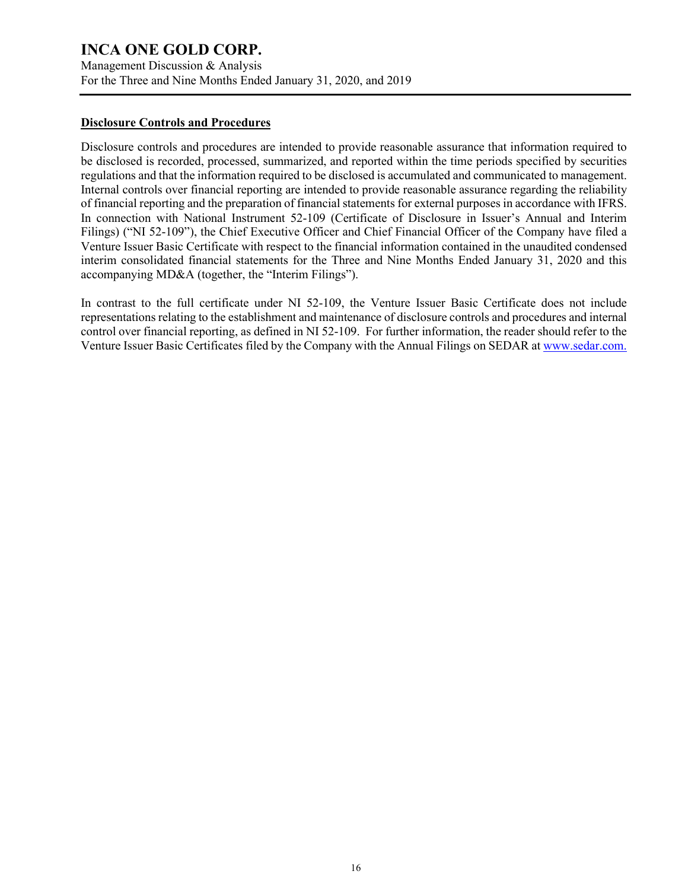## Disclosure Controls and Procedures

Disclosure controls and procedures are intended to provide reasonable assurance that information required to be disclosed is recorded, processed, summarized, and reported within the time periods specified by securities regulations and that the information required to be disclosed is accumulated and communicated to management. Internal controls over financial reporting are intended to provide reasonable assurance regarding the reliability of financial reporting and the preparation of financial statements for external purposes in accordance with IFRS. In connection with National Instrument 52-109 (Certificate of Disclosure in Issuer's Annual and Interim Filings) ("NI 52-109"), the Chief Executive Officer and Chief Financial Officer of the Company have filed a Venture Issuer Basic Certificate with respect to the financial information contained in the unaudited condensed interim consolidated financial statements for the Three and Nine Months Ended January 31, 2020 and this accompanying MD&A (together, the "Interim Filings").

In contrast to the full certificate under NI 52-109, the Venture Issuer Basic Certificate does not include representations relating to the establishment and maintenance of disclosure controls and procedures and internal control over financial reporting, as defined in NI 52-109. For further information, the reader should refer to the Venture Issuer Basic Certificates filed by the Company with the Annual Filings on SEDAR at www.sedar.com.